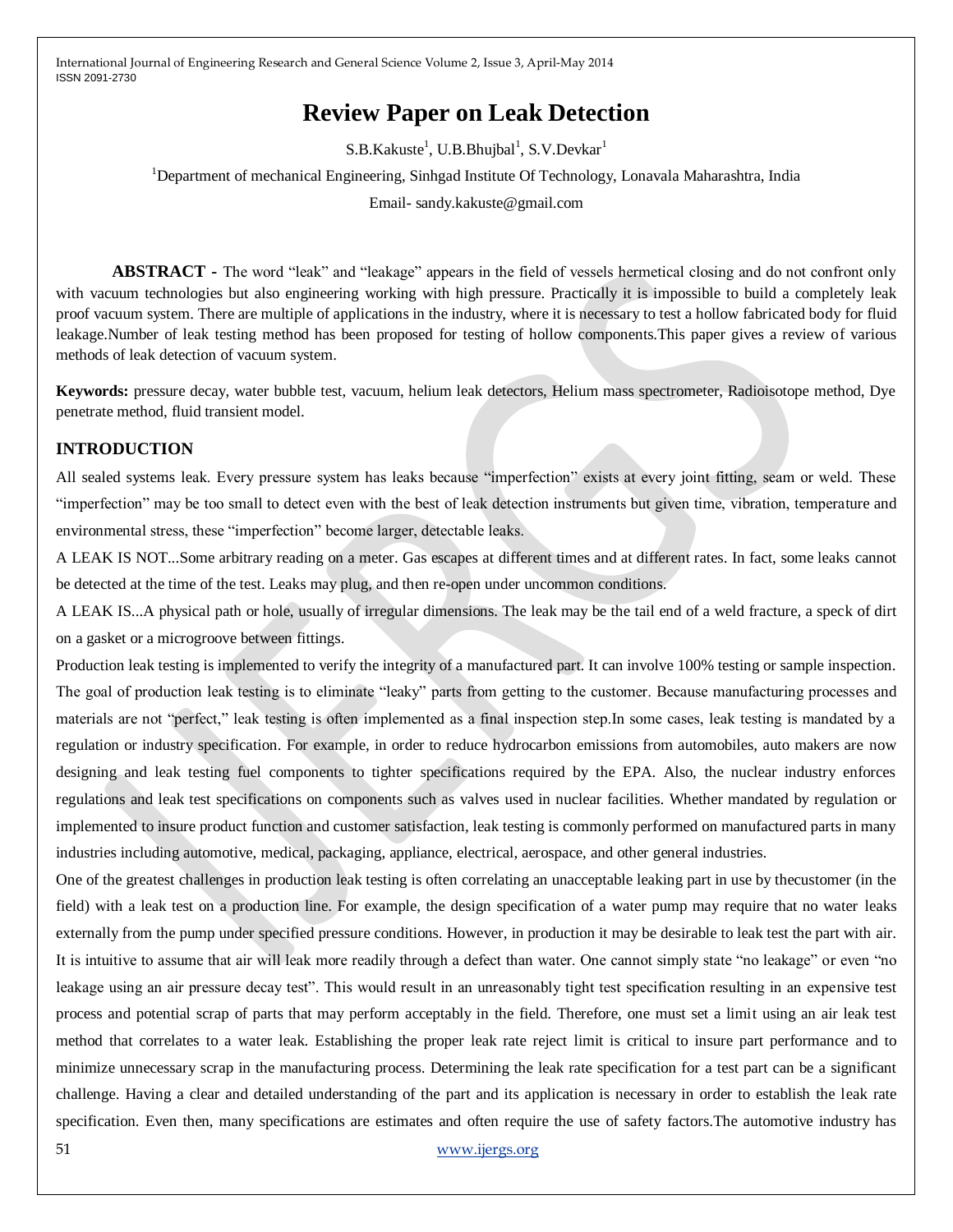# Review Paper on Leak Detection

S.B.Kakuste[1], U.B.Bhujbal[1], S.V.Devkar[1]

[1]Department of mechanical Engineering, Sinhgad Institute Of Technology, Lonavala Maharashtra, India

Email- sandy.kakuste@gmail.com

**ABSTRACT -** The word "leak" and "leakage" appears in the field of vessels hermetical closing and do not confront only with vacuum technologies but also engineering working with high pressure. Practically it is impossible to build a completely leak proof vacuum system. There are multiple of applications in the industry, where it is necessary to test a hollow fabricated body for fluid leakage.Number of leak testing method has been proposed for testing of hollow components.This paper gives a review of various methods of leak detection of vacuum system.

**Keywords:** pressure decay, water bubble test, vacuum, helium leak detectors, Helium mass spectrometer, Radioisotope method, Dye penetrate method, fluid transient model.

## INTRODUCTION

All sealed systems leak. Every pressure system has leaks because "imperfection" exists at every joint fitting, seam or weld. These "imperfection" may be too small to detect even with the best of leak detection instruments but given time, vibration, temperature and environmental stress, these "imperfection" become larger, detectable leaks.

A LEAK IS NOT...Some arbitrary reading on a meter. Gas escapes at different times and at different rates. In fact, some leaks cannot be detected at the time of the test. Leaks may plug, and then re-open under uncommon conditions.

A LEAK IS...A physical path or hole, usually of irregular dimensions. The leak may be the tail end of a weld fracture, a speck of dirt on a gasket or a microgroove between fittings.

Production leak testing is implemented to verify the integrity of a manufactured part. It can involve 100% testing or sample inspection. The goal of production leak testing is to eliminate "leaky" parts from getting to the customer. Because manufacturing processes and materials are not "perfect," leak testing is often implemented as a final inspection step.In some cases, leak testing is mandated by a regulation or industry specification. For example, in order to reduce hydrocarbon emissions from automobiles, auto makers are now designing and leak testing fuel components to tighter specifications required by the EPA. Also, the nuclear industry enforces regulations and leak test specifications on components such as valves used in nuclear facilities. Whether mandated by regulation or implemented to insure product function and customer satisfaction, leak testing is commonly performed on manufactured parts in many industries including automotive, medical, packaging, appliance, electrical, aerospace, and other general industries.

One of the greatest challenges in production leak testing is often correlating an unacceptable leaking part in use by thecustomer (in the field) with a leak test on a production line. For example, the design specification of a water pump may require that no water leaks externally from the pump under specified pressure conditions. However, in production it may be desirable to leak test the part with air. It is intuitive to assume that air will leak more readily through a defect than water. One cannot simply state "no leakage" or even "no leakage using an air pressure decay test". This would result in an unreasonably tight test specification resulting in an expensive test process and potential scrap of parts that may perform acceptably in the field. Therefore, one must set a limit using an air leak test method that correlates to a water leak. Establishing the proper leak rate reject limit is critical to insure part performance and to minimize unnecessary scrap in the manufacturing process. Determining the leak rate specification for a test part can be a significant challenge. Having a clear and detailed understanding of the part and its application is necessary in order to establish the leak rate specification. Even then, many specifications are estimates and often require the use of safety factors.The automotive industry has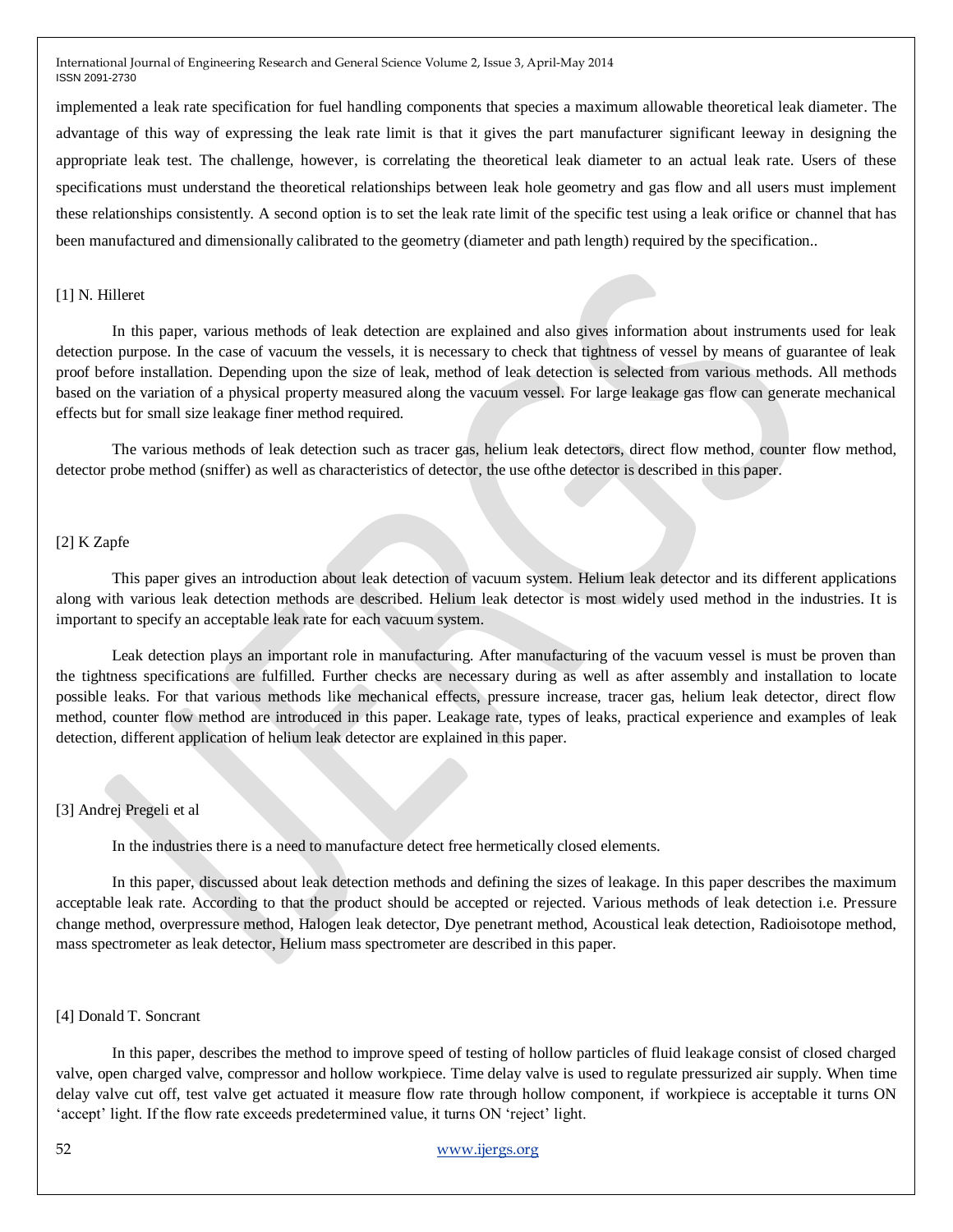implemented a leak rate specification for fuel handling components that species a maximum allowable theoretical leak diameter. The advantage of this way of expressing the leak rate limit is that it gives the part manufacturer significant leeway in designing the appropriate leak test. The challenge, however, is correlating the theoretical leak diameter to an actual leak rate. Users of these specifications must understand the theoretical relationships between leak hole geometry and gas flow and all users must implement these relationships consistently. A second option is to set the leak rate limit of the specific test using a leak orifice or channel that has been manufactured and dimensionally calibrated to the geometry (diameter and path length) required by the specification..

[1] N. Hilleret

In this paper, various methods of leak detection are explained and also gives information about instruments used for leak detection purpose. In the case of vacuum the vessels, it is necessary to check that tightness of vessel by means of guarantee of leak proof before installation. Depending upon the size of leak, method of leak detection is selected from various methods. All methods based on the variation of a physical property measured along the vacuum vessel. For large leakage gas flow can generate mechanical effects but for small size leakage finer method required.

The various methods of leak detection such as tracer gas, helium leak detectors, direct flow method, counter flow method, detector probe method (sniffer) as well as characteristics of detector, the use ofthe detector is described in this paper.

[2] K Zapfe

This paper gives an introduction about leak detection of vacuum system. Helium leak detector and its different applications along with various leak detection methods are described. Helium leak detector is most widely used method in the industries. It is important to specify an acceptable leak rate for each vacuum system.

Leak detection plays an important role in manufacturing. After manufacturing of the vacuum vessel is must be proven than the tightness specifications are fulfilled. Further checks are necessary during as well as after assembly and installation to locate possible leaks. For that various methods like mechanical effects, pressure increase, tracer gas, helium leak detector, direct flow method, counter flow method are introduced in this paper. Leakage rate, types of leaks, practical experience and examples of leak detection, different application of helium leak detector are explained in this paper.

[3] Andrej Pregeli et al

In the industries there is a need to manufacture detect free hermetically closed elements.

In this paper, discussed about leak detection methods and defining the sizes of leakage. In this paper describes the maximum acceptable leak rate. According to that the product should be accepted or rejected. Various methods of leak detection i.e. Pressure change method, overpressure method, Halogen leak detector, Dye penetrant method, Acoustical leak detection, Radioisotope method, mass spectrometer as leak detector, Helium mass spectrometer are described in this paper.

[4] Donald T. Soncrant

In this paper, describes the method to improve speed of testing of hollow particles of fluid leakage consist of closed charged valve, open charged valve, compressor and hollow workpiece. Time delay valve is used to regulate pressurized air supply. When time delay valve cut off, test valve get actuated it measure flow rate through hollow component, if workpiece is acceptable it turns ON 'accept' light. If the flow rate exceeds predetermined value, it turns ON 'reject' light.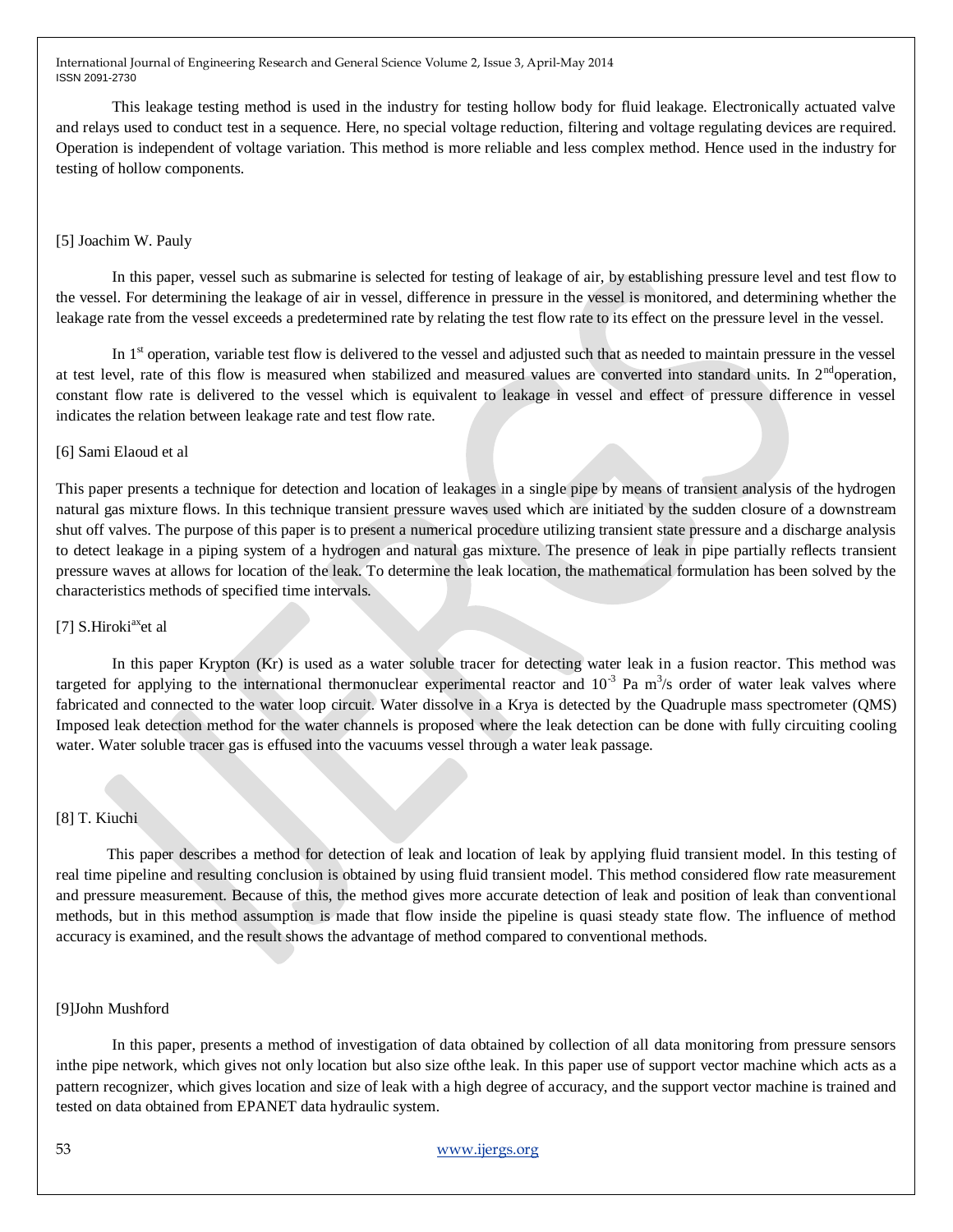This leakage testing method is used in the industry for testing hollow body for fluid leakage. Electronically actuated valve and relays used to conduct test in a sequence. Here, no special voltage reduction, filtering and voltage regulating devices are required. Operation is independent of voltage variation. This method is more reliable and less complex method. Hence used in the industry for testing of hollow components.

[5] Joachim W. Pauly

In this paper, vessel such as submarine is selected for testing of leakage of air, by establishing pressure level and test flow to the vessel. For determining the leakage of air in vessel, difference in pressure in the vessel is monitored, and determining whether the leakage rate from the vessel exceeds a predetermined rate by relating the test flow rate to its effect on the pressure level in the vessel.

In 1st operation, variable test flow is delivered to the vessel and adjusted such that as needed to maintain pressure in the vessel at test level, rate of this flow is measured when stabilized and measured values are converted into standard units. In 2ndoperation, constant flow rate is delivered to the vessel which is equivalent to leakage in vessel and effect of pressure difference in vessel indicates the relation between leakage rate and test flow rate.

[6] Sami Elaoud et al

This paper presents a technique for detection and location of leakages in a single pipe by means of transient analysis of the hydrogen natural gas mixture flows. In this technique transient pressure waves used which are initiated by the sudden closure of a downstream shut off valves. The purpose of this paper is to present a numerical procedure utilizing transient state pressure and a discharge analysis to detect leakage in a piping system of a hydrogen and natural gas mixture. The presence of leak in pipe partially reflects transient pressure waves at allows for location of the leak. To determine the leak location, the mathematical formulation has been solved by the characteristics methods of specified time intervals.

[7] S.Hiroki[ax]et al

In this paper Krypton (Kr) is used as a water soluble tracer for detecting water leak in a fusion reactor. This method was targeted for applying to the international thermonuclear experimental reactor and $10^{-3}$ Pa $m^3$/s order of water leak valves where fabricated and connected to the water loop circuit. Water dissolve in a Krya is detected by the Quadruple mass spectrometer (QMS) Imposed leak detection method for the water channels is proposed where the leak detection can be done with fully circuiting cooling water. Water soluble tracer gas is effused into the vacuums vessel through a water leak passage.

[8] T. Kiuchi

This paper describes a method for detection of leak and location of leak by applying fluid transient model. In this testing of real time pipeline and resulting conclusion is obtained by using fluid transient model. This method considered flow rate measurement and pressure measurement. Because of this, the method gives more accurate detection of leak and position of leak than conventional methods, but in this method assumption is made that flow inside the pipeline is quasi steady state flow. The influence of method accuracy is examined, and the result shows the advantage of method compared to conventional methods.

[9]John Mushford

In this paper, presents a method of investigation of data obtained by collection of all data monitoring from pressure sensors inthe pipe network, which gives not only location but also size ofthe leak. In this paper use of support vector machine which acts as a pattern recognizer, which gives location and size of leak with a high degree of accuracy, and the support vector machine is trained and tested on data obtained from EPANET data hydraulic system.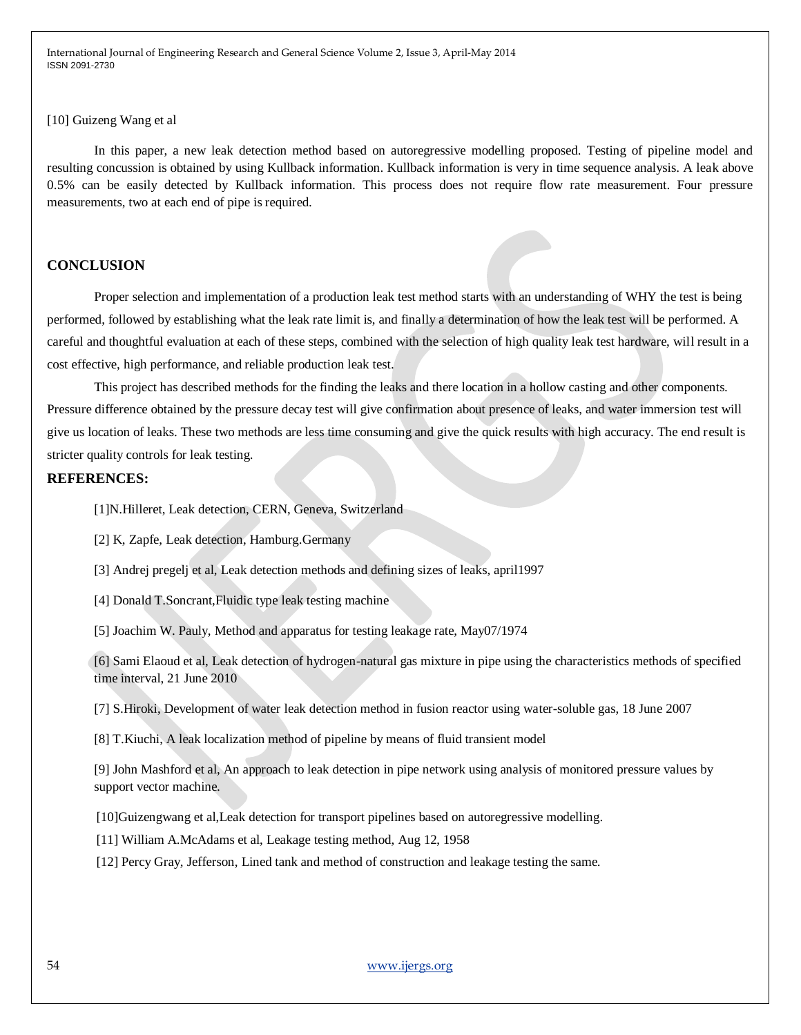[10] Guizeng Wang et al

In this paper, a new leak detection method based on autoregressive modelling proposed. Testing of pipeline model and resulting concussion is obtained by using Kullback information. Kullback information is very in time sequence analysis. A leak above 0.5% can be easily detected by Kullback information. This process does not require flow rate measurement. Four pressure measurements, two at each end of pipe is required.

## CONCLUSION

Proper selection and implementation of a production leak test method starts with an understanding of WHY the test is being performed, followed by establishing what the leak rate limit is, and finally a determination of how the leak test will be performed. A careful and thoughtful evaluation at each of these steps, combined with the selection of high quality leak test hardware, will result in a cost effective, high performance, and reliable production leak test.

This project has described methods for the finding the leaks and there location in a hollow casting and other components. Pressure difference obtained by the pressure decay test will give confirmation about presence of leaks, and water immersion test will give us location of leaks. These two methods are less time consuming and give the quick results with high accuracy. The end result is stricter quality controls for leak testing.

## REFERENCES:

[1]N.Hilleret, Leak detection, CERN, Geneva, Switzerland

[2] K, Zapfe, Leak detection, Hamburg.Germany

[3] Andrej pregelj et al, Leak detection methods and defining sizes of leaks, april1997

[4] Donald T.Soncrant,Fluidic type leak testing machine

[5] Joachim W. Pauly, Method and apparatus for testing leakage rate, May07/1974

[6] Sami Elaoud et al, Leak detection of hydrogen-natural gas mixture in pipe using the characteristics methods of specified time interval, 21 June 2010

[7] S.Hiroki, Development of water leak detection method in fusion reactor using water-soluble gas, 18 June 2007

[8] T.Kiuchi, A leak localization method of pipeline by means of fluid transient model

[9] John Mashford et al, An approach to leak detection in pipe network using analysis of monitored pressure values by support vector machine.

[10]Guizengwang et al,Leak detection for transport pipelines based on autoregressive modelling.

[11] William A.McAdams et al, Leakage testing method, Aug 12, 1958

[12] Percy Gray, Jefferson, Lined tank and method of construction and leakage testing the same.